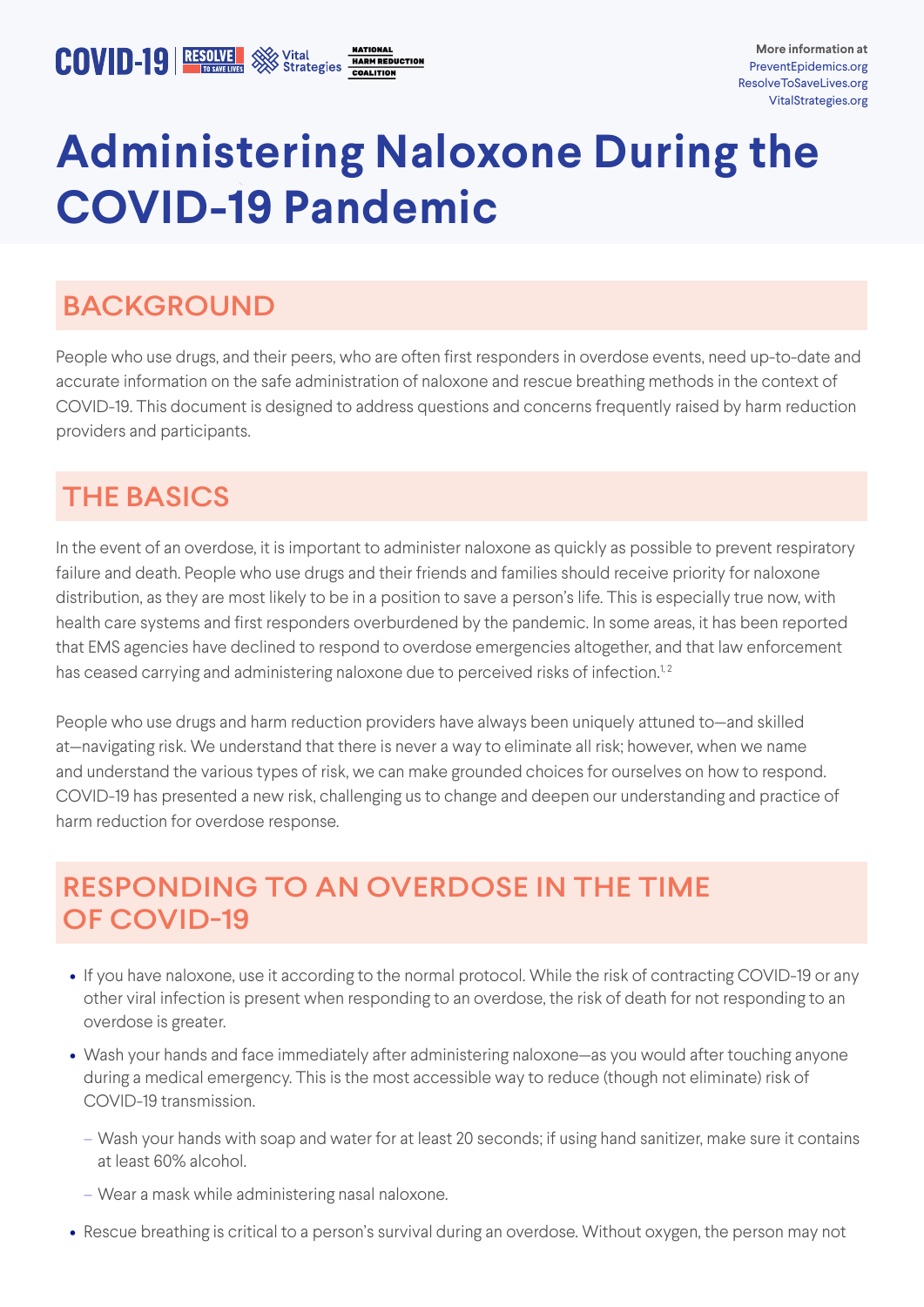COVID-19 | RESOLVE TO SAVE LIVES | Vital Strategies | NATIONAL HARM REDUCTION COALITION

More information at
PreventEpidemics.org
ResolveToSaveLives.org
VitalStrategies.org

# Administering Naloxone During the COVID-19 Pandemic

## BACKGROUND

People who use drugs, and their peers, who are often first responders in overdose events, need up-to-date and accurate information on the safe administration of naloxone and rescue breathing methods in the context of COVID-19. This document is designed to address questions and concerns frequently raised by harm reduction providers and participants.

## THE BASICS

In the event of an overdose, it is important to administer naloxone as quickly as possible to prevent respiratory failure and death. People who use drugs and their friends and families should receive priority for naloxone distribution, as they are most likely to be in a position to save a person's life. This is especially true now, with health care systems and first responders overburdened by the pandemic. In some areas, it has been reported that EMS agencies have declined to respond to overdose emergencies altogether, and that law enforcement has ceased carrying and administering naloxone due to perceived risks of infection.[1,2]

People who use drugs and harm reduction providers have always been uniquely attuned to—and skilled at—navigating risk. We understand that there is never a way to eliminate all risk; however, when we name and understand the various types of risk, we can make grounded choices for ourselves on how to respond. COVID-19 has presented a new risk, challenging us to change and deepen our understanding and practice of harm reduction for overdose response.

## RESPONDING TO AN OVERDOSE IN THE TIME OF COVID-19

- If you have naloxone, use it according to the normal protocol. While the risk of contracting COVID-19 or any other viral infection is present when responding to an overdose, the risk of death for not responding to an overdose is greater.
- Wash your hands and face immediately after administering naloxone—as you would after touching anyone during a medical emergency. This is the most accessible way to reduce (though not eliminate) risk of COVID-19 transmission.
  - Wash your hands with soap and water for at least 20 seconds; if using hand sanitizer, make sure it contains at least 60% alcohol.
  - Wear a mask while administering nasal naloxone.
- Rescue breathing is critical to a person's survival during an overdose. Without oxygen, the person may not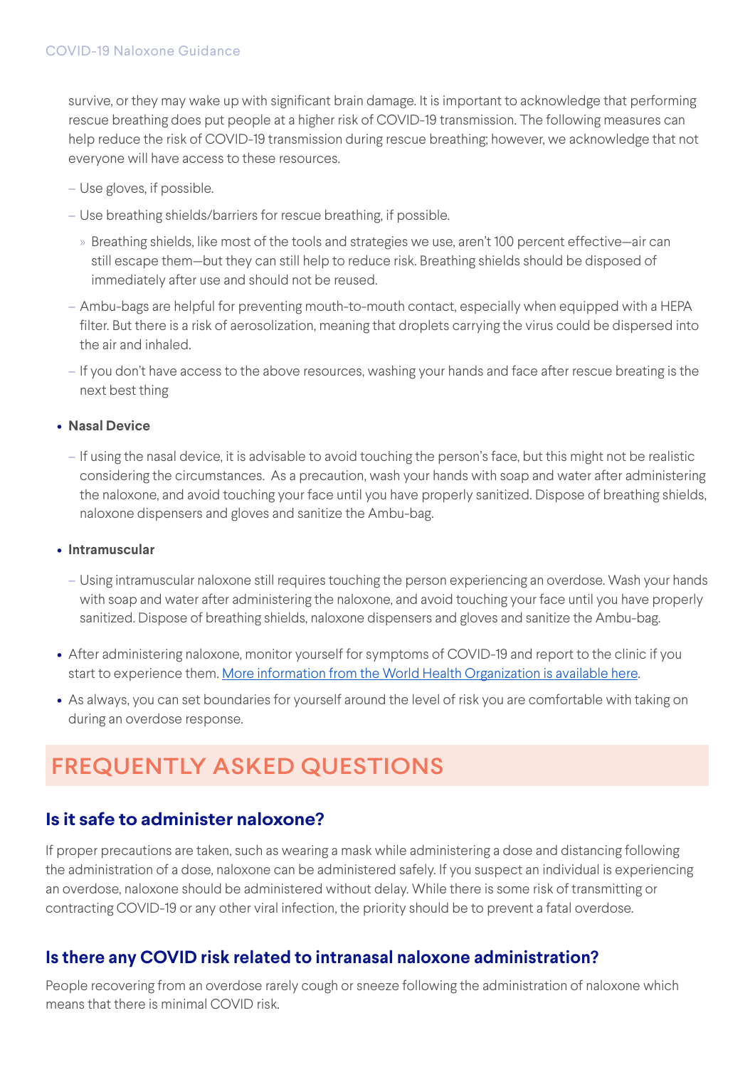survive, or they may wake up with significant brain damage. It is important to acknowledge that performing rescue breathing does put people at a higher risk of COVID-19 transmission. The following measures can help reduce the risk of COVID-19 transmission during rescue breathing; however, we acknowledge that not everyone will have access to these resources.

- Use gloves, if possible.
- Use breathing shields/barriers for rescue breathing, if possible.
  - Breathing shields, like most of the tools and strategies we use, aren't 100 percent effective—air can still escape them—but they can still help to reduce risk. Breathing shields should be disposed of immediately after use and should not be reused.
- Ambu-bags are helpful for preventing mouth-to-mouth contact, especially when equipped with a HEPA filter. But there is a risk of aerosolization, meaning that droplets carrying the virus could be dispersed into the air and inhaled.
- If you don't have access to the above resources, washing your hands and face after rescue breating is the next best thing

- **Nasal Device**
  - If using the nasal device, it is advisable to avoid touching the person's face, but this might not be realistic considering the circumstances. As a precaution, wash your hands with soap and water after administering the naloxone, and avoid touching your face until you have properly sanitized. Dispose of breathing shields, naloxone dispensers and gloves and sanitize the Ambu-bag.
- **Intramuscular**
  - Using intramuscular naloxone still requires touching the person experiencing an overdose. Wash your hands with soap and water after administering the naloxone, and avoid touching your face until you have properly sanitized. Dispose of breathing shields, naloxone dispensers and gloves and sanitize the Ambu-bag.
- After administering naloxone, monitor yourself for symptoms of COVID-19 and report to the clinic if you start to experience them. More information from the World Health Organization is available here.
- As always, you can set boundaries for yourself around the level of risk you are comfortable with taking on during an overdose response.

## FREQUENTLY ASKED QUESTIONS

### Is it safe to administer naloxone?

If proper precautions are taken, such as wearing a mask while administering a dose and distancing following the administration of a dose, naloxone can be administered safely. If you suspect an individual is experiencing an overdose, naloxone should be administered without delay. While there is some risk of transmitting or contracting COVID-19 or any other viral infection, the priority should be to prevent a fatal overdose.

### Is there any COVID risk related to intranasal naloxone administration?

People recovering from an overdose rarely cough or sneeze following the administration of naloxone which means that there is minimal COVID risk.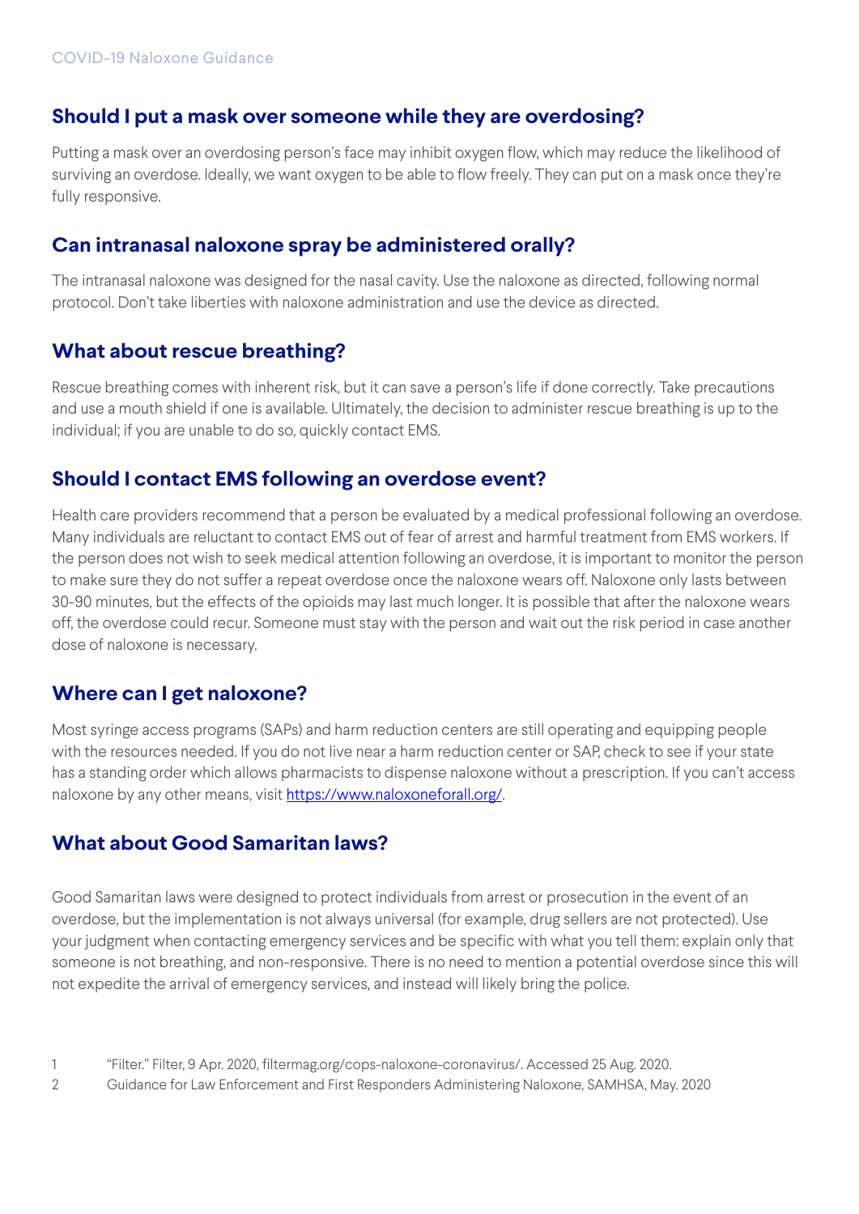## Should I put a mask over someone while they are overdosing?

Putting a mask over an overdosing person's face may inhibit oxygen flow, which may reduce the likelihood of surviving an overdose. Ideally, we want oxygen to be able to flow freely. They can put on a mask once they're fully responsive.

## Can intranasal naloxone spray be administered orally?

The intranasal naloxone was designed for the nasal cavity. Use the naloxone as directed, following normal protocol. Don't take liberties with naloxone administration and use the device as directed.

## What about rescue breathing?

Rescue breathing comes with inherent risk, but it can save a person's life if done correctly. Take precautions and use a mouth shield if one is available. Ultimately, the decision to administer rescue breathing is up to the individual; if you are unable to do so, quickly contact EMS.

## Should I contact EMS following an overdose event?

Health care providers recommend that a person be evaluated by a medical professional following an overdose. Many individuals are reluctant to contact EMS out of fear of arrest and harmful treatment from EMS workers. If the person does not wish to seek medical attention following an overdose, it is important to monitor the person to make sure they do not suffer a repeat overdose once the naloxone wears off. Naloxone only lasts between 30-90 minutes, but the effects of the opioids may last much longer. It is possible that after the naloxone wears off, the overdose could recur. Someone must stay with the person and wait out the risk period in case another dose of naloxone is necessary.

## Where can I get naloxone?

Most syringe access programs (SAPs) and harm reduction centers are still operating and equipping people with the resources needed. If you do not live near a harm reduction center or SAP, check to see if your state has a standing order which allows pharmacists to dispense naloxone without a prescription. If you can't access naloxone by any other means, visit [https://www.naloxoneforall.org/](https://www.naloxoneforall.org/).

## What about Good Samaritan laws?

Good Samaritan laws were designed to protect individuals from arrest or prosecution in the event of an overdose, but the implementation is not always universal (for example, drug sellers are not protected). Use your judgment when contacting emergency services and be specific with what you tell them: explain only that someone is not breathing, and non-responsive. There is no need to mention a potential overdose since this will not expedite the arrival of emergency services, and instead will likely bring the police.

1 "Filter." Filter, 9 Apr. 2020, filtermag.org/cops-naloxone-coronavirus/. Accessed 25 Aug. 2020.

2 Guidance for Law Enforcement and First Responders Administering Naloxone, SAMHSA, May. 2020